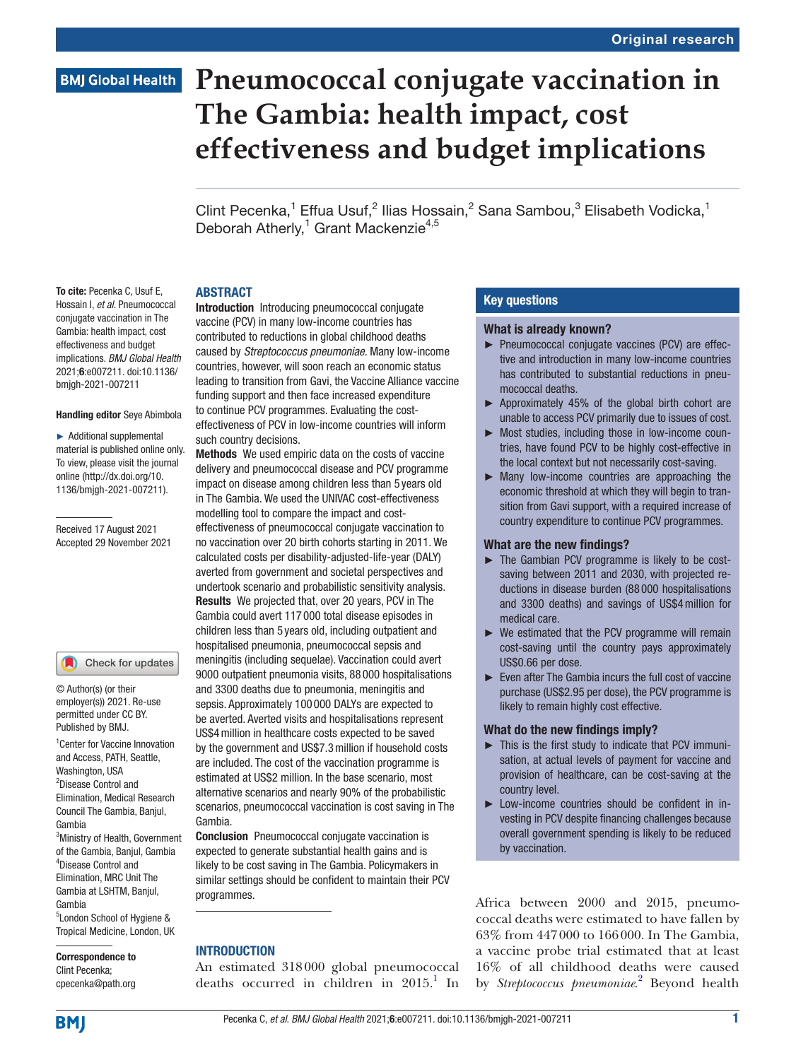Original research

BMJ Global Health

# Pneumococcal conjugate vaccination in The Gambia: health impact, cost effectiveness and budget implications

Clint Pecenka,[1] Effua Usuf,[2] Ilias Hossain,[2] Sana Sambou,[3] Elisabeth Vodicka,[1] Deborah Atherly,[1] Grant Mackenzie[4,5]

**To cite:** Pecenka C, Usuf E, Hossain I, *et al*. Pneumococcal conjugate vaccination in The Gambia: health impact, cost effectiveness and budget implications. *BMJ Global Health* 2021;**6**:e007211. doi:10.1136/bmjgh-2021-007211

**Handling editor** Seye Abimbola

► Additional supplemental material is published online only. To view, please visit the journal online (http://dx.doi.org/10.1136/bmjgh-2021-007211).

Received 17 August 2021
Accepted 29 November 2021

© Author(s) (or their employer(s)) 2021. Re-use permitted under CC BY. Published by BMJ.

[1]Center for Vaccine Innovation and Access, PATH, Seattle, Washington, USA
[2]Disease Control and Elimination, Medical Research Council The Gambia, Banjul, Gambia
[3]Ministry of Health, Government of the Gambia, Banjul, Gambia
[4]Disease Control and Elimination, MRC Unit The Gambia at LSHTM, Banjul, Gambia
[5]London School of Hygiene & Tropical Medicine, London, UK

**Correspondence to**
Clint Pecenka;
cpecenka@path.org

## ABSTRACT

**Introduction** Introducing pneumococcal conjugate vaccine (PCV) in many low-income countries has contributed to reductions in global childhood deaths caused by *Streptococcus pneumoniae*. Many low-income countries, however, will soon reach an economic status leading to transition from Gavi, the Vaccine Alliance vaccine funding support and then face increased expenditure to continue PCV programmes. Evaluating the cost-effectiveness of PCV in low-income countries will inform such country decisions.

**Methods** We used empiric data on the costs of vaccine delivery and pneumococcal disease and PCV programme impact on disease among children less than 5 years old in The Gambia. We used the UNIVAC cost-effectiveness modelling tool to compare the impact and cost-effectiveness of pneumococcal conjugate vaccination to no vaccination over 20 birth cohorts starting in 2011. We calculated costs per disability-adjusted-life-year (DALY) averted from government and societal perspectives and undertook scenario and probabilistic sensitivity analysis.

**Results** We projected that, over 20 years, PCV in The Gambia could avert 117 000 total disease episodes in children less than 5 years old, including outpatient and hospitalised pneumonia, pneumococcal sepsis and meningitis (including sequelae). Vaccination could avert 9000 outpatient pneumonia visits, 88 000 hospitalisations and 3300 deaths due to pneumonia, meningitis and sepsis. Approximately 100 000 DALYs are expected to be averted. Averted visits and hospitalisations represent US$4 million in healthcare costs expected to be saved by the government and US$7.3 million if household costs are included. The cost of the vaccination programme is estimated at US$2 million. In the base scenario, most alternative scenarios and nearly 90% of the probabilistic scenarios, pneumococcal vaccination is cost saving in The Gambia.

**Conclusion** Pneumococcal conjugate vaccination is expected to generate substantial health gains and is likely to be cost saving in The Gambia. Policymakers in similar settings should be confident to maintain their PCV programmes.

## Key questions

### What is already known?

- ► Pneumococcal conjugate vaccines (PCV) are effective and introduction in many low-income countries has contributed to substantial reductions in pneumococcal deaths.
- ► Approximately 45% of the global birth cohort are unable to access PCV primarily due to issues of cost.
- ► Most studies, including those in low-income countries, have found PCV to be highly cost-effective in the local context but not necessarily cost-saving.
- ► Many low-income countries are approaching the economic threshold at which they will begin to transition from Gavi support, with a required increase of country expenditure to continue PCV programmes.

### What are the new findings?

- ► The Gambian PCV programme is likely to be cost-saving between 2011 and 2030, with projected reductions in disease burden (88 000 hospitalisations and 3300 deaths) and savings of US$4 million for medical care.
- ► We estimated that the PCV programme will remain cost-saving until the country pays approximately US$0.66 per dose.
- ► Even after The Gambia incurs the full cost of vaccine purchase (US$2.95 per dose), the PCV programme is likely to remain highly cost effective.

### What do the new findings imply?

- ► This is the first study to indicate that PCV immunisation, at actual levels of payment for vaccine and provision of healthcare, can be cost-saving at the country level.
- ► Low-income countries should be confident in investing in PCV despite financing challenges because overall government spending is likely to be reduced by vaccination.

## INTRODUCTION

An estimated 318 000 global pneumococcal deaths occurred in children in 2015.[1] In Africa between 2000 and 2015, pneumococcal deaths were estimated to have fallen by 63% from 447 000 to 166 000. In The Gambia, a vaccine probe trial estimated that at least 16% of all childhood deaths were caused by *Streptococcus pneumoniae*.[2] Beyond health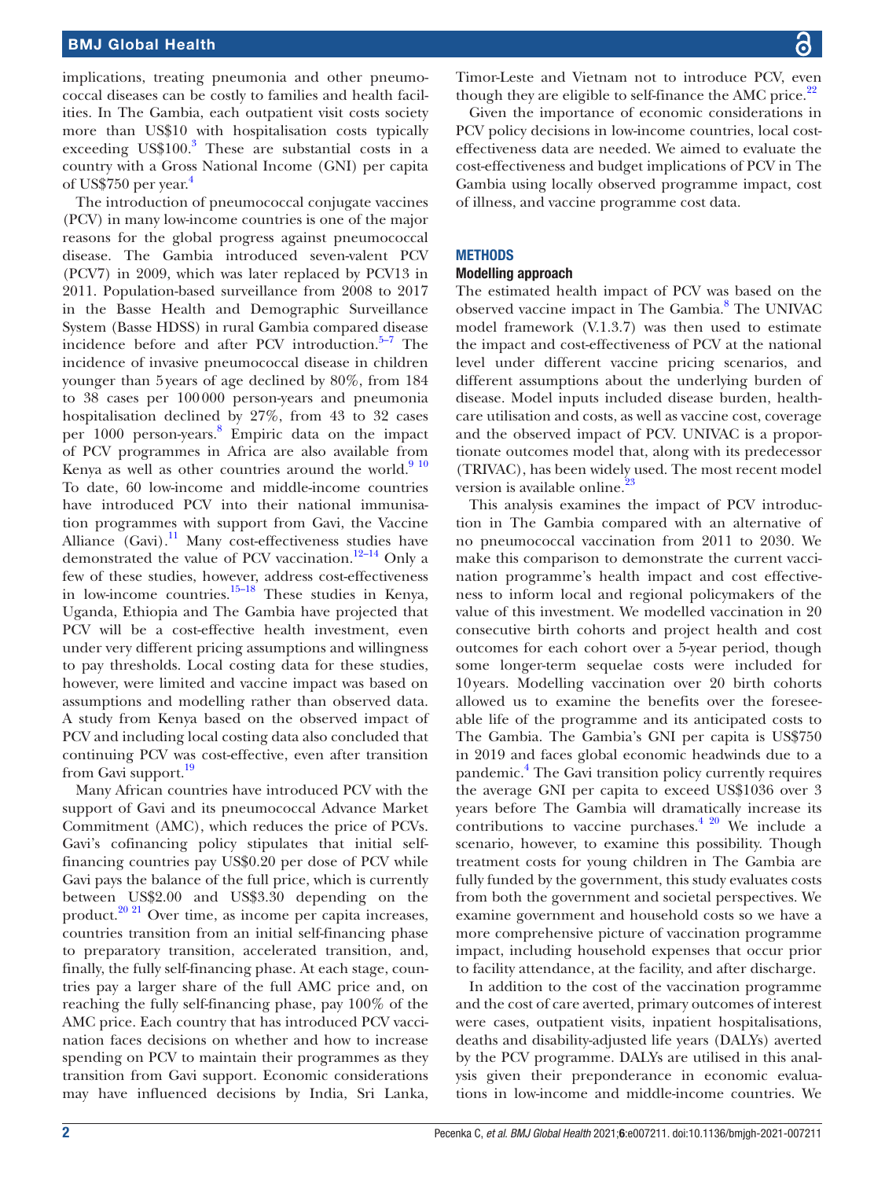implications, treating pneumonia and other pneumococcal diseases can be costly to families and health facilities. In The Gambia, each outpatient visit costs society more than US$10 with hospitalisation costs typically exceeding US$100.[3] These are substantial costs in a country with a Gross National Income (GNI) per capita of US$750 per year.[4]

The introduction of pneumococcal conjugate vaccines (PCV) in many low-income countries is one of the major reasons for the global progress against pneumococcal disease. The Gambia introduced seven-valent PCV (PCV7) in 2009, which was later replaced by PCV13 in 2011. Population-based surveillance from 2008 to 2017 in the Basse Health and Demographic Surveillance System (Basse HDSS) in rural Gambia compared disease incidence before and after PCV introduction.[5–7] The incidence of invasive pneumococcal disease in children younger than 5 years of age declined by 80%, from 184 to 38 cases per 100 000 person-years and pneumonia hospitalisation declined by 27%, from 43 to 32 cases per 1000 person-years.[8] Empiric data on the impact of PCV programmes in Africa are also available from Kenya as well as other countries around the world.[9,10] To date, 60 low-income and middle-income countries have introduced PCV into their national immunisation programmes with support from Gavi, the Vaccine Alliance (Gavi).[11] Many cost-effectiveness studies have demonstrated the value of PCV vaccination.[12–14] Only a few of these studies, however, address cost-effectiveness in low-income countries.[15–18] These studies in Kenya, Uganda, Ethiopia and The Gambia have projected that PCV will be a cost-effective health investment, even under very different pricing assumptions and willingness to pay thresholds. Local costing data for these studies, however, were limited and vaccine impact was based on assumptions and modelling rather than observed data. A study from Kenya based on the observed impact of PCV and including local costing data also concluded that continuing PCV was cost-effective, even after transition from Gavi support.[19]

Many African countries have introduced PCV with the support of Gavi and its pneumococcal Advance Market Commitment (AMC), which reduces the price of PCVs. Gavi's cofinancing policy stipulates that initial self-financing countries pay US$0.20 per dose of PCV while Gavi pays the balance of the full price, which is currently between US$2.00 and US$3.30 depending on the product.[20,21] Over time, as income per capita increases, countries transition from an initial self-financing phase to preparatory transition, accelerated transition, and, finally, the fully self-financing phase. At each stage, countries pay a larger share of the full AMC price and, on reaching the fully self-financing phase, pay 100% of the AMC price. Each country that has introduced PCV vaccination faces decisions on whether and how to increase spending on PCV to maintain their programmes as they transition from Gavi support. Economic considerations may have influenced decisions by India, Sri Lanka, Timor-Leste and Vietnam not to introduce PCV, even though they are eligible to self-finance the AMC price.[22]

Given the importance of economic considerations in PCV policy decisions in low-income countries, local cost-effectiveness data are needed. We aimed to evaluate the cost-effectiveness and budget implications of PCV in The Gambia using locally observed programme impact, cost of illness, and vaccine programme cost data.

## METHODS

### Modelling approach

The estimated health impact of PCV was based on the observed vaccine impact in The Gambia.[8] The UNIVAC model framework (V.1.3.7) was then used to estimate the impact and cost-effectiveness of PCV at the national level under different vaccine pricing scenarios, and different assumptions about the underlying burden of disease. Model inputs included disease burden, healthcare utilisation and costs, as well as vaccine cost, coverage and the observed impact of PCV. UNIVAC is a proportionate outcomes model that, along with its predecessor (TRIVAC), has been widely used. The most recent model version is available online.[23]

This analysis examines the impact of PCV introduction in The Gambia compared with an alternative of no pneumococcal vaccination from 2011 to 2030. We make this comparison to demonstrate the current vaccination programme's health impact and cost effectiveness to inform local and regional policymakers of the value of this investment. We modelled vaccination in 20 consecutive birth cohorts and project health and cost outcomes for each cohort over a 5-year period, though some longer-term sequelae costs were included for 10 years. Modelling vaccination over 20 birth cohorts allowed us to examine the benefits over the foreseeable life of the programme and its anticipated costs to The Gambia. The Gambia's GNI per capita is US$750 in 2019 and faces global economic headwinds due to a pandemic.[4] The Gavi transition policy currently requires the average GNI per capita to exceed US$1036 over 3 years before The Gambia will dramatically increase its contributions to vaccine purchases.[4,20] We include a scenario, however, to examine this possibility. Though treatment costs for young children in The Gambia are fully funded by the government, this study evaluates costs from both the government and societal perspectives. We examine government and household costs so we have a more comprehensive picture of vaccination programme impact, including household expenses that occur prior to facility attendance, at the facility, and after discharge.

In addition to the cost of the vaccination programme and the cost of care averted, primary outcomes of interest were cases, outpatient visits, inpatient hospitalisations, deaths and disability-adjusted life years (DALYs) averted by the PCV programme. DALYs are utilised in this analysis given their preponderance in economic evaluations in low-income and middle-income countries. We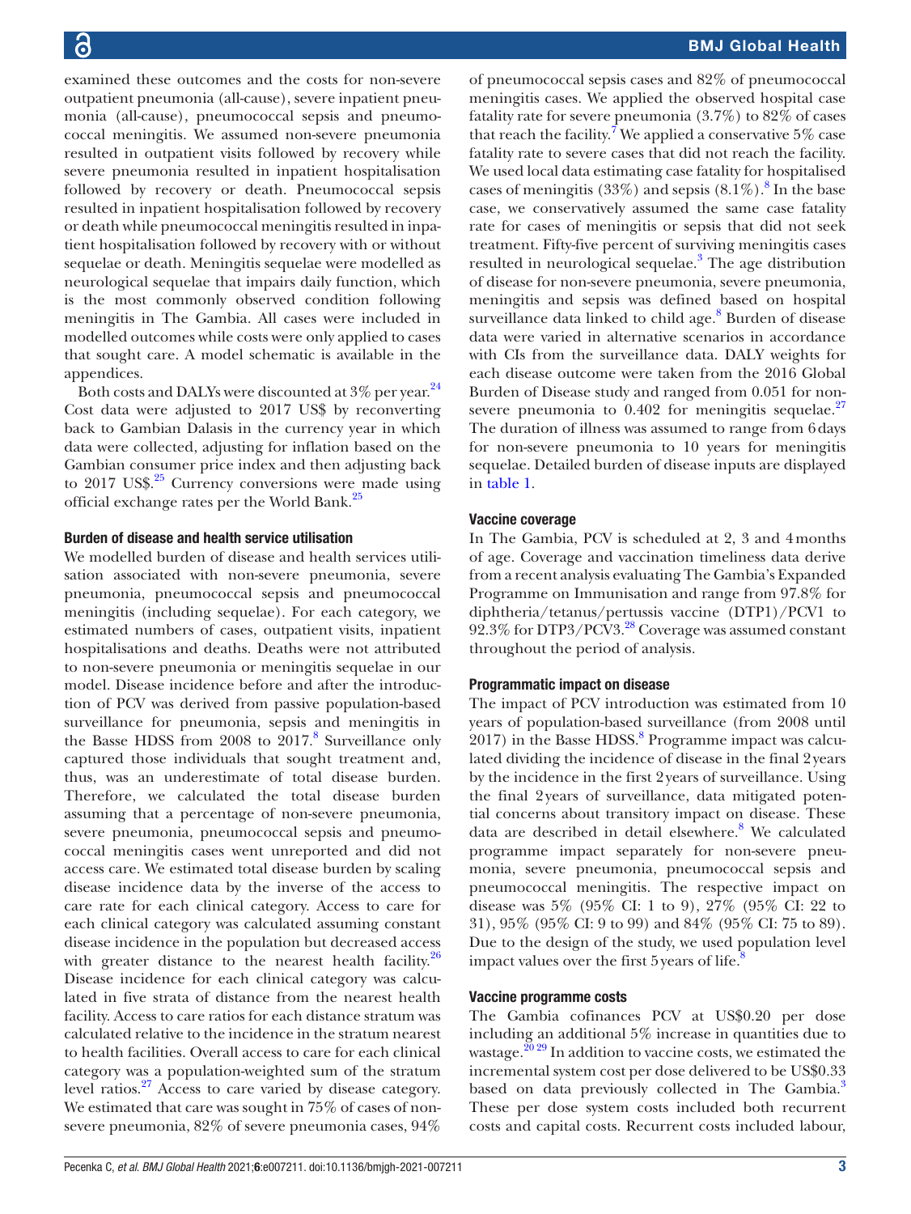examined these outcomes and the costs for non-severe outpatient pneumonia (all-cause), severe inpatient pneumonia (all-cause), pneumococcal sepsis and pneumococcal meningitis. We assumed non-severe pneumonia resulted in outpatient visits followed by recovery while severe pneumonia resulted in inpatient hospitalisation followed by recovery or death. Pneumococcal sepsis resulted in inpatient hospitalisation followed by recovery or death while pneumococcal meningitis resulted in inpatient hospitalisation followed by recovery with or without sequelae or death. Meningitis sequelae were modelled as neurological sequelae that impairs daily function, which is the most commonly observed condition following meningitis in The Gambia. All cases were included in modelled outcomes while costs were only applied to cases that sought care. A model schematic is available in the appendices.

Both costs and DALYs were discounted at 3% per year.[24] Cost data were adjusted to 2017 US$ by reconverting back to Gambian Dalasis in the currency year in which data were collected, adjusting for inflation based on the Gambian consumer price index and then adjusting back to 2017 US$.[25] Currency conversions were made using official exchange rates per the World Bank.[25]

### Burden of disease and health service utilisation

We modelled burden of disease and health services utilisation associated with non-severe pneumonia, severe pneumonia, pneumococcal sepsis and pneumococcal meningitis (including sequelae). For each category, we estimated numbers of cases, outpatient visits, inpatient hospitalisations and deaths. Deaths were not attributed to non-severe pneumonia or meningitis sequelae in our model. Disease incidence before and after the introduction of PCV was derived from passive population-based surveillance for pneumonia, sepsis and meningitis in the Basse HDSS from 2008 to 2017.[8] Surveillance only captured those individuals that sought treatment and, thus, was an underestimate of total disease burden. Therefore, we calculated the total disease burden assuming that a percentage of non-severe pneumonia, severe pneumonia, pneumococcal sepsis and pneumococcal meningitis cases went unreported and did not access care. We estimated total disease burden by scaling disease incidence data by the inverse of the access to care rate for each clinical category. Access to care for each clinical category was calculated assuming constant disease incidence in the population but decreased access with greater distance to the nearest health facility.[26] Disease incidence for each clinical category was calculated in five strata of distance from the nearest health facility. Access to care ratios for each distance stratum was calculated relative to the incidence in the stratum nearest to health facilities. Overall access to care for each clinical category was a population-weighted sum of the stratum level ratios.[27] Access to care varied by disease category. We estimated that care was sought in 75% of cases of non-severe pneumonia, 82% of severe pneumonia cases, 94% of pneumococcal sepsis cases and 82% of pneumococcal meningitis cases. We applied the observed hospital case fatality rate for severe pneumonia (3.7%) to 82% of cases that reach the facility.[7] We applied a conservative 5% case fatality rate to severe cases that did not reach the facility. We used local data estimating case fatality for hospitalised cases of meningitis (33%) and sepsis (8.1%).[8] In the base case, we conservatively assumed the same case fatality rate for cases of meningitis or sepsis that did not seek treatment. Fifty-five percent of surviving meningitis cases resulted in neurological sequelae.[3] The age distribution of disease for non-severe pneumonia, severe pneumonia, meningitis and sepsis was defined based on hospital surveillance data linked to child age.[8] Burden of disease data were varied in alternative scenarios in accordance with CIs from the surveillance data. DALY weights for each disease outcome were taken from the 2016 Global Burden of Disease study and ranged from 0.051 for non-severe pneumonia to 0.402 for meningitis sequelae.[27] The duration of illness was assumed to range from 6 days for non-severe pneumonia to 10 years for meningitis sequelae. Detailed burden of disease inputs are displayed in table 1.

### Vaccine coverage

In The Gambia, PCV is scheduled at 2, 3 and 4 months of age. Coverage and vaccination timeliness data derive from a recent analysis evaluating The Gambia's Expanded Programme on Immunisation and range from 97.8% for diphtheria/tetanus/pertussis vaccine (DTP1)/PCV1 to 92.3% for DTP3/PCV3.[28] Coverage was assumed constant throughout the period of analysis.

### Programmatic impact on disease

The impact of PCV introduction was estimated from 10 years of population-based surveillance (from 2008 until 2017) in the Basse HDSS.[8] Programme impact was calculated dividing the incidence of disease in the final 2 years by the incidence in the first 2 years of surveillance. Using the final 2 years of surveillance, data mitigated potential concerns about transitory impact on disease. These data are described in detail elsewhere.[8] We calculated programme impact separately for non-severe pneumonia, severe pneumonia, pneumococcal sepsis and pneumococcal meningitis. The respective impact on disease was 5% (95% CI: 1 to 9), 27% (95% CI: 22 to 31), 95% (95% CI: 9 to 99) and 84% (95% CI: 75 to 89). Due to the design of the study, we used population level impact values over the first 5 years of life.[8]

### Vaccine programme costs

The Gambia cofinances PCV at US$0.20 per dose including an additional 5% increase in quantities due to wastage.[20,29] In addition to vaccine costs, we estimated the incremental system cost per dose delivered to be US$0.33 based on data previously collected in The Gambia.[3] These per dose system costs included both recurrent costs and capital costs. Recurrent costs included labour,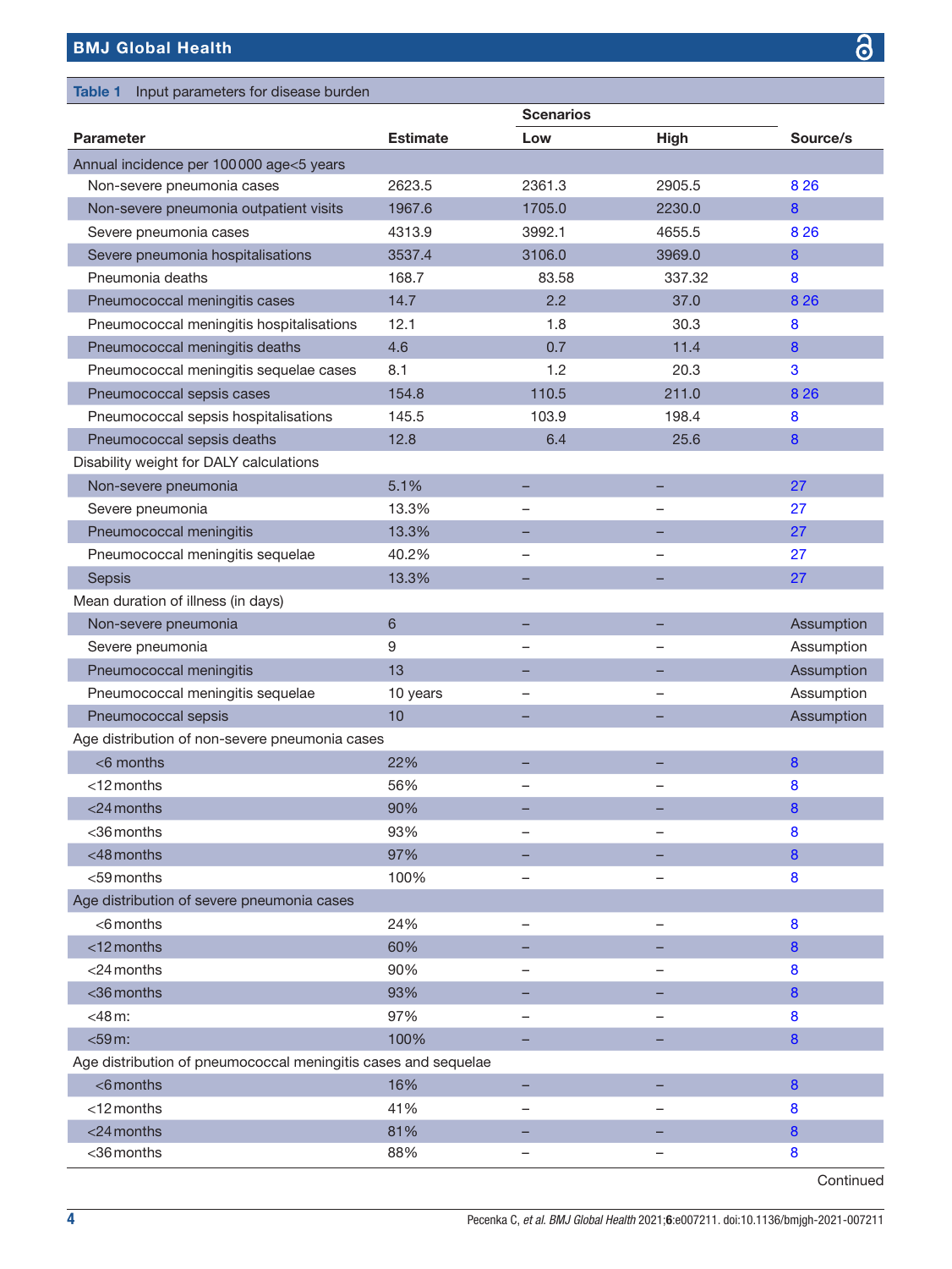**Table 1** Input parameters for disease burden

| Parameter | Estimate | Scenarios | | Source/s |
|---|---|---|---|---|
| | | Low | High | |
| Annual incidence per 100 000 age<5 years | | | | |
| Non-severe pneumonia cases | 2623.5 | 2361.3 | 2905.5 | 8 26 |
| Non-severe pneumonia outpatient visits | 1967.6 | 1705.0 | 2230.0 | 8 |
| Severe pneumonia cases | 4313.9 | 3992.1 | 4655.5 | 8 26 |
| Severe pneumonia hospitalisations | 3537.4 | 3106.0 | 3969.0 | 8 |
| Pneumonia deaths | 168.7 | 83.58 | 337.32 | 8 |
| Pneumococcal meningitis cases | 14.7 | 2.2 | 37.0 | 8 26 |
| Pneumococcal meningitis hospitalisations | 12.1 | 1.8 | 30.3 | 8 |
| Pneumococcal meningitis deaths | 4.6 | 0.7 | 11.4 | 8 |
| Pneumococcal meningitis sequelae cases | 8.1 | 1.2 | 20.3 | 3 |
| Pneumococcal sepsis cases | 154.8 | 110.5 | 211.0 | 8 26 |
| Pneumococcal sepsis hospitalisations | 145.5 | 103.9 | 198.4 | 8 |
| Pneumococcal sepsis deaths | 12.8 | 6.4 | 25.6 | 8 |
| Disability weight for DALY calculations | | | | |
| Non-severe pneumonia | 5.1% | – | – | 27 |
| Severe pneumonia | 13.3% | – | – | 27 |
| Pneumococcal meningitis | 13.3% | – | – | 27 |
| Pneumococcal meningitis sequelae | 40.2% | – | – | 27 |
| Sepsis | 13.3% | – | – | 27 |
| Mean duration of illness (in days) | | | | |
| Non-severe pneumonia | 6 | – | – | Assumption |
| Severe pneumonia | 9 | – | – | Assumption |
| Pneumococcal meningitis | 13 | – | – | Assumption |
| Pneumococcal meningitis sequelae | 10 years | – | – | Assumption |
| Pneumococcal sepsis | 10 | – | – | Assumption |
| Age distribution of non-severe pneumonia cases | | | | |
| <6 months | 22% | – | – | 8 |
| <12 months | 56% | – | – | 8 |
| <24 months | 90% | – | – | 8 |
| <36 months | 93% | – | – | 8 |
| <48 months | 97% | – | – | 8 |
| <59 months | 100% | – | – | 8 |
| Age distribution of severe pneumonia cases | | | | |
| <6 months | 24% | – | – | 8 |
| <12 months | 60% | – | – | 8 |
| <24 months | 90% | – | – | 8 |
| <36 months | 93% | – | – | 8 |
| <48 m: | 97% | – | – | 8 |
| <59 m: | 100% | – | – | 8 |
| Age distribution of pneumococcal meningitis cases and sequelae | | | | |
| <6 months | 16% | – | – | 8 |
| <12 months | 41% | – | – | 8 |
| <24 months | 81% | – | – | 8 |
| <36 months | 88% | – | – | 8 |

Continued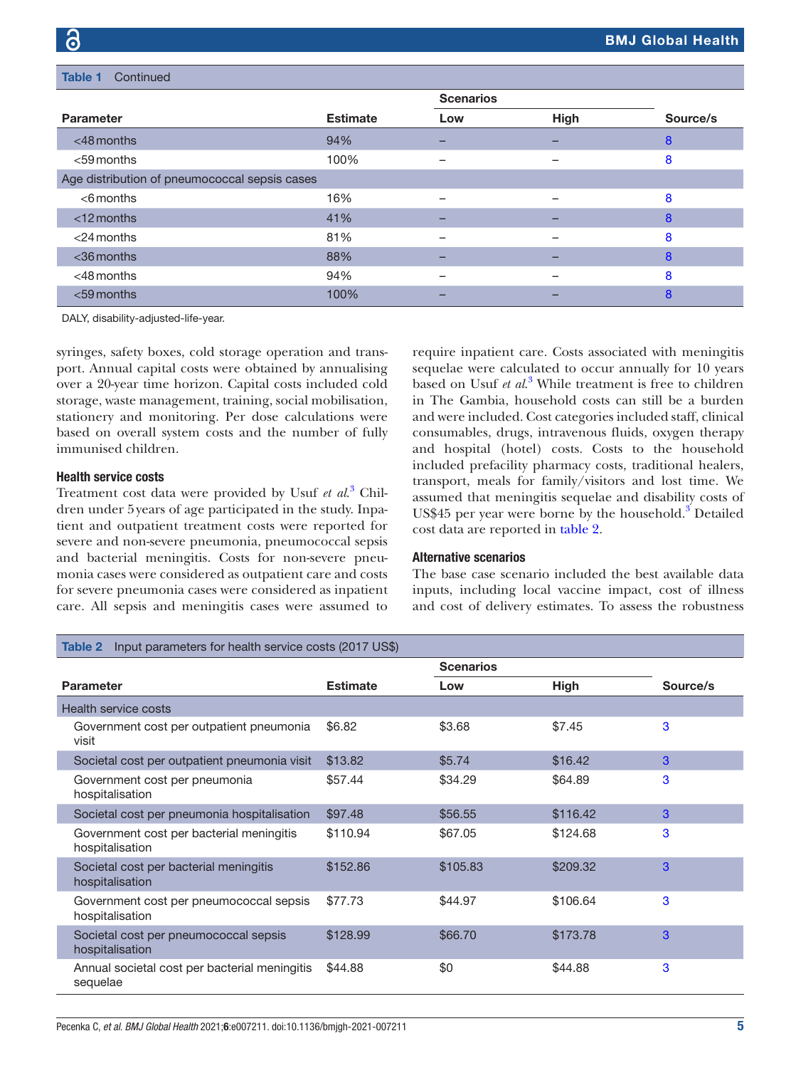**Table 1** Continued

| Parameter | Estimate | Scenarios Low | High | Source/s |
|---|---|---|---|---|
| <48 months | 94% | – | – | 8 |
| <59 months | 100% | – | – | 8 |
| Age distribution of pneumococcal sepsis cases | | | | |
| <6 months | 16% | – | – | 8 |
| <12 months | 41% | – | – | 8 |
| <24 months | 81% | – | – | 8 |
| <36 months | 88% | – | – | 8 |
| <48 months | 94% | – | – | 8 |
| <59 months | 100% | – | – | 8 |

DALY, disability-adjusted-life-year.

syringes, safety boxes, cold storage operation and transport. Annual capital costs were obtained by annualising over a 20-year time horizon. Capital costs included cold storage, waste management, training, social mobilisation, stationery and monitoring. Per dose calculations were based on overall system costs and the number of fully immunised children.

### Health service costs

Treatment cost data were provided by Usuf *et al*.[3] Children under 5 years of age participated in the study. Inpatient and outpatient treatment costs were reported for severe and non-severe pneumonia, pneumococcal sepsis and bacterial meningitis. Costs for non-severe pneumonia cases were considered as outpatient care and costs for severe pneumonia cases were considered as inpatient care. All sepsis and meningitis cases were assumed to require inpatient care. Costs associated with meningitis sequelae were calculated to occur annually for 10 years based on Usuf *et al*.[3] While treatment is free to children in The Gambia, household costs can still be a burden and were included. Cost categories included staff, clinical consumables, drugs, intravenous fluids, oxygen therapy and hospital (hotel) costs. Costs to the household included prefacility pharmacy costs, traditional healers, transport, meals for family/visitors and lost time. We assumed that meningitis sequelae and disability costs of US$45 per year were borne by the household.[3] Detailed cost data are reported in table 2.

### Alternative scenarios

The base case scenario included the best available data inputs, including local vaccine impact, cost of illness and cost of delivery estimates. To assess the robustness

**Table 2** Input parameters for health service costs (2017 US$)

| Parameter | Estimate | Scenarios Low | High | Source/s |
|---|---|---|---|---|
| Health service costs | | | | |
| Government cost per outpatient pneumonia visit | $6.82 | $3.68 | $7.45 | 3 |
| Societal cost per outpatient pneumonia visit | $13.82 | $5.74 | $16.42 | 3 |
| Government cost per pneumonia hospitalisation | $57.44 | $34.29 | $64.89 | 3 |
| Societal cost per pneumonia hospitalisation | $97.48 | $56.55 | $116.42 | 3 |
| Government cost per bacterial meningitis hospitalisation | $110.94 | $67.05 | $124.68 | 3 |
| Societal cost per bacterial meningitis hospitalisation | $152.86 | $105.83 | $209.32 | 3 |
| Government cost per pneumococcal sepsis hospitalisation | $77.73 | $44.97 | $106.64 | 3 |
| Societal cost per pneumococcal sepsis hospitalisation | $128.99 | $66.70 | $173.78 | 3 |
| Annual societal cost per bacterial meningitis sequelae | $44.88 | $0 | $44.88 | 3 |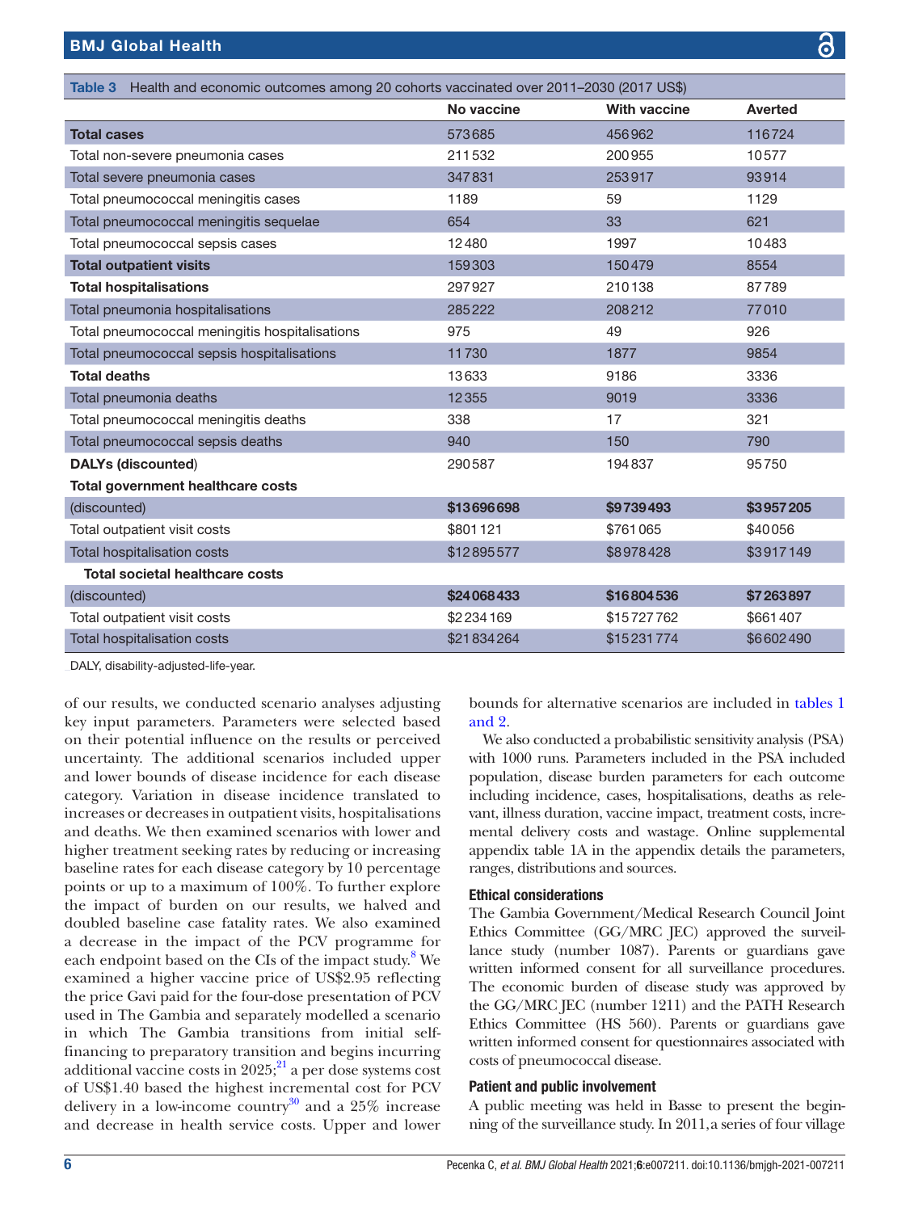**Table 3** Health and economic outcomes among 20 cohorts vaccinated over 2011–2030 (2017 US$)

| | No vaccine | With vaccine | Averted |
|---|---|---|---|
| **Total cases** | 573685 | 456962 | 116724 |
| Total non-severe pneumonia cases | 211532 | 200955 | 10577 |
| Total severe pneumonia cases | 347831 | 253917 | 93914 |
| Total pneumococcal meningitis cases | 1189 | 59 | 1129 |
| Total pneumococcal meningitis sequelae | 654 | 33 | 621 |
| Total pneumococcal sepsis cases | 12480 | 1997 | 10483 |
| **Total outpatient visits** | 159303 | 150479 | 8554 |
| **Total hospitalisations** | 297927 | 210138 | 87789 |
| Total pneumonia hospitalisations | 285222 | 208212 | 77010 |
| Total pneumococcal meningitis hospitalisations | 975 | 49 | 926 |
| Total pneumococcal sepsis hospitalisations | 11730 | 1877 | 9854 |
| **Total deaths** | 13633 | 9186 | 3336 |
| Total pneumonia deaths | 12355 | 9019 | 3336 |
| Total pneumococcal meningitis deaths | 338 | 17 | 321 |
| Total pneumococcal sepsis deaths | 940 | 150 | 790 |
| **DALYs (discounted)** | 290587 | 194837 | 95750 |
| **Total government healthcare costs (discounted)** | **$13696698** | **$9739493** | **$3957205** |
| Total outpatient visit costs | $801121 | $761065 | $40056 |
| Total hospitalisation costs | $12895577 | $8978428 | $3917149 |
| **Total societal healthcare costs (discounted)** | **$24068433** | **$16804536** | **$7263897** |
| Total outpatient visit costs | $2234169 | $15727762 | $661407 |
| Total hospitalisation costs | $21834264 | $15231774 | $6602490 |

DALY, disability-adjusted-life-year.

of our results, we conducted scenario analyses adjusting key input parameters. Parameters were selected based on their potential influence on the results or perceived uncertainty. The additional scenarios included upper and lower bounds of disease incidence for each disease category. Variation in disease incidence translated to increases or decreases in outpatient visits, hospitalisations and deaths. We then examined scenarios with lower and higher treatment seeking rates by reducing or increasing baseline rates for each disease category by 10 percentage points or up to a maximum of 100%. To further explore the impact of burden on our results, we halved and doubled baseline case fatality rates. We also examined a decrease in the impact of the PCV programme for each endpoint based on the CIs of the impact study.[8] We examined a higher vaccine price of US$2.95 reflecting the price Gavi paid for the four-dose presentation of PCV used in The Gambia and separately modelled a scenario in which The Gambia transitions from initial self-financing to preparatory transition and begins incurring additional vaccine costs in 2025;[21] a per dose systems cost of US$1.40 based the highest incremental cost for PCV delivery in a low-income country[30] and a 25% increase and decrease in health service costs. Upper and lower bounds for alternative scenarios are included in tables 1 and 2.

We also conducted a probabilistic sensitivity analysis (PSA) with 1000 runs. Parameters included in the PSA included population, disease burden parameters for each outcome including incidence, cases, hospitalisations, deaths as relevant, illness duration, vaccine impact, treatment costs, incremental delivery costs and wastage. Online supplemental appendix table 1A in the appendix details the parameters, ranges, distributions and sources.

### Ethical considerations

The Gambia Government/Medical Research Council Joint Ethics Committee (GG/MRC JEC) approved the surveillance study (number 1087). Parents or guardians gave written informed consent for all surveillance procedures. The economic burden of disease study was approved by the GG/MRC JEC (number 1211) and the PATH Research Ethics Committee (HS 560). Parents or guardians gave written informed consent for questionnaires associated with costs of pneumococcal disease.

### Patient and public involvement

A public meeting was held in Basse to present the beginning of the surveillance study. In 2011, a series of four village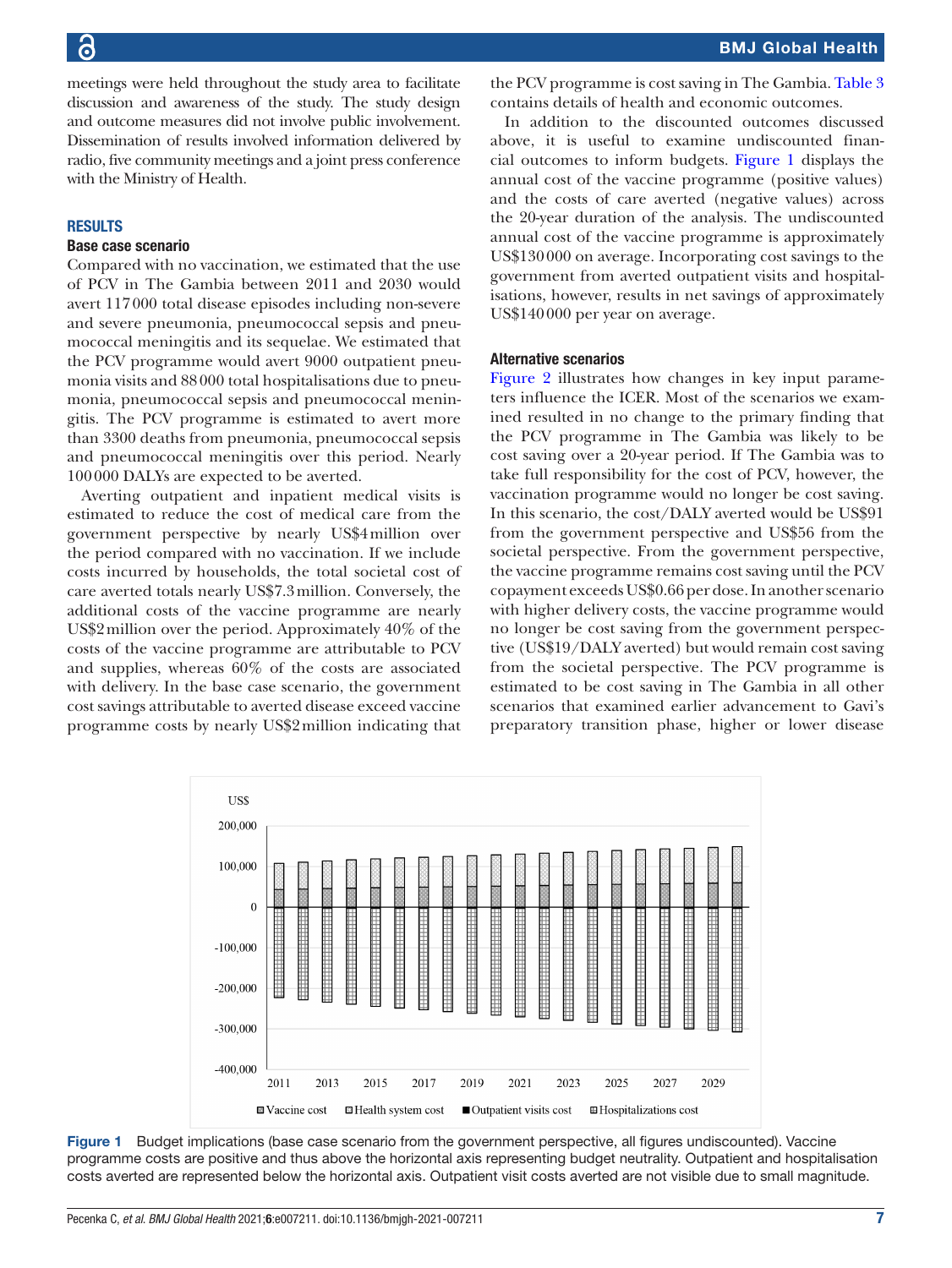meetings were held throughout the study area to facilitate discussion and awareness of the study. The study design and outcome measures did not involve public involvement. Dissemination of results involved information delivered by radio, five community meetings and a joint press conference with the Ministry of Health.

## RESULTS

### Base case scenario

Compared with no vaccination, we estimated that the use of PCV in The Gambia between 2011 and 2030 would avert 117 000 total disease episodes including non-severe and severe pneumonia, pneumococcal sepsis and pneumococcal meningitis and its sequelae. We estimated that the PCV programme would avert 9000 outpatient pneumonia visits and 88 000 total hospitalisations due to pneumonia, pneumococcal sepsis and pneumococcal meningitis. The PCV programme is estimated to avert more than 3300 deaths from pneumonia, pneumococcal sepsis and pneumococcal meningitis over this period. Nearly 100 000 DALYs are expected to be averted.

Averting outpatient and inpatient medical visits is estimated to reduce the cost of medical care from the government perspective by nearly US$4 million over the period compared with no vaccination. If we include costs incurred by households, the total societal cost of care averted totals nearly US$7.3 million. Conversely, the additional costs of the vaccine programme are nearly US$2 million over the period. Approximately 40% of the costs of the vaccine programme are attributable to PCV and supplies, whereas 60% of the costs are associated with delivery. In the base case scenario, the government cost savings attributable to averted disease exceed vaccine programme costs by nearly US$2 million indicating that the PCV programme is cost saving in The Gambia. Table 3 contains details of health and economic outcomes.

In addition to the discounted outcomes discussed above, it is useful to examine undiscounted financial outcomes to inform budgets. Figure 1 displays the annual cost of the vaccine programme (positive values) and the costs of care averted (negative values) across the 20-year duration of the analysis. The undiscounted annual cost of the vaccine programme is approximately US$130 000 on average. Incorporating cost savings to the government from averted outpatient visits and hospitalisations, however, results in net savings of approximately US$140 000 per year on average.

### Alternative scenarios

Figure 2 illustrates how changes in key input parameters influence the ICER. Most of the scenarios we examined resulted in no change to the primary finding that the PCV programme in The Gambia was likely to be cost saving over a 20-year period. If The Gambia was to take full responsibility for the cost of PCV, however, the vaccination programme would no longer be cost saving. In this scenario, the cost/DALY averted would be US$91 from the government perspective and US$56 from the societal perspective. From the government perspective, the vaccine programme remains cost saving until the PCV copayment exceeds US$0.66 per dose. In another scenario with higher delivery costs, the vaccine programme would no longer be cost saving from the government perspective (US$19/DALY averted) but would remain cost saving from the societal perspective. The PCV programme is estimated to be cost saving in The Gambia in all other scenarios that examined earlier advancement to Gavi's preparatory transition phase, higher or lower disease

Figure 1 Budget implications (base case scenario from the government perspective, all figures undiscounted). Vaccine programme costs are positive and thus above the horizontal axis representing budget neutrality. Outpatient and hospitalisation costs averted are represented below the horizontal axis. Outpatient visit costs averted are not visible due to small magnitude.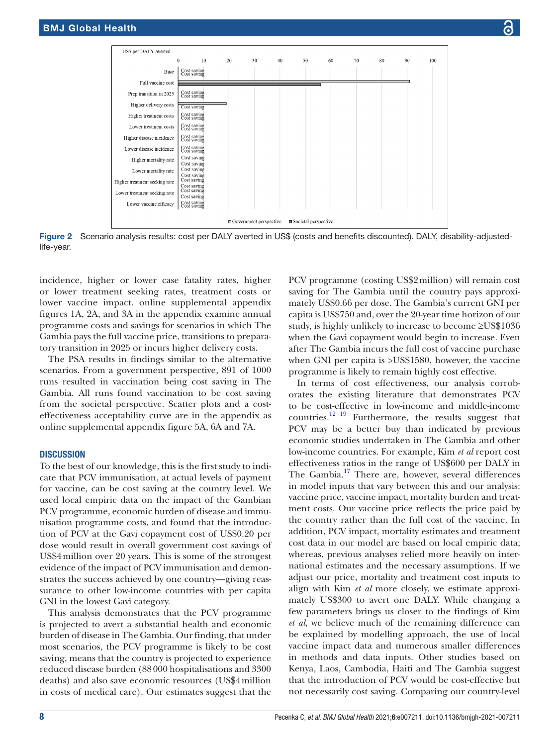US$ per DALY averted

| Scenario | Government perspective | Societal perspective |
|---|---|---|
| Base | Cost saving | Cost saving |
| Full vaccine cost | | |
| Prep transition in 2025 | Cost saving | Cost saving |
| Higher delivery costs | | Cost saving |
| Higher treatment costs | Cost saving | Cost saving |
| Lower treatment costs | Cost saving | Cost saving |
| Higher disease incidence | Cost saving | Cost saving |
| Lower disease incidence | Cost saving | Cost saving |
| Higher mortality rate | Cost saving | Cost saving |
| Lower mortality rate | Cost saving | Cost saving |
| Higher treatment seeking rate | Cost saving | Cost saving |
| Lower treatment seeking rate | Cost saving | Cost saving |
| Lower vaccine efficacy | Cost saving | Cost saving |

**Figure 2** Scenario analysis results: cost per DALY averted in US$ (costs and benefits discounted). DALY, disability-adjusted-life-year.

incidence, higher or lower case fatality rates, higher or lower treatment seeking rates, treatment costs or lower vaccine impact. online supplemental appendix figures 1A, 2A, and 3A in the appendix examine annual programme costs and savings for scenarios in which The Gambia pays the full vaccine price, transitions to preparatory transition in 2025 or incurs higher delivery costs.

The PSA results in findings similar to the alternative scenarios. From a government perspective, 891 of 1000 runs resulted in vaccination being cost saving in The Gambia. All runs found vaccination to be cost saving from the societal perspective. Scatter plots and a cost-effectiveness acceptability curve are in the appendix as online supplemental appendix figure 5A, 6A and 7A.

## DISCUSSION

To the best of our knowledge, this is the first study to indicate that PCV immunisation, at actual levels of payment for vaccine, can be cost saving at the country level. We used local empiric data on the impact of the Gambian PCV programme, economic burden of disease and immunisation programme costs, and found that the introduction of PCV at the Gavi copayment cost of US$0.20 per dose would result in overall government cost savings of US$4 million over 20 years. This is some of the strongest evidence of the impact of PCV immunisation and demonstrates the success achieved by one country—giving reassurance to other low-income countries with per capita GNI in the lowest Gavi category.

This analysis demonstrates that the PCV programme is projected to avert a substantial health and economic burden of disease in The Gambia. Our finding, that under most scenarios, the PCV programme is likely to be cost saving, means that the country is projected to experience reduced disease burden (88 000 hospitalisations and 3300 deaths) and also save economic resources (US$4 million in costs of medical care). Our estimates suggest that the PCV programme (costing US$2 million) will remain cost saving for The Gambia until the country pays approximately US$0.66 per dose. The Gambia's current GNI per capita is US$750 and, over the 20-year time horizon of our study, is highly unlikely to increase to become ≥US$1036 when the Gavi copayment would begin to increase. Even after The Gambia incurs the full cost of vaccine purchase when GNI per capita is >US$1580, however, the vaccine programme is likely to remain highly cost effective.

In terms of cost effectiveness, our analysis corroborates the existing literature that demonstrates PCV to be cost-effective in low-income and middle-income countries.[12 19] Furthermore, the results suggest that PCV may be a better buy than indicated by previous economic studies undertaken in The Gambia and other low-income countries. For example, Kim *et al* report cost effectiveness ratios in the range of US$600 per DALY in The Gambia.[17] There are, however, several differences in model inputs that vary between this and our analysis: vaccine price, vaccine impact, mortality burden and treatment costs. Our vaccine price reflects the price paid by the country rather than the full cost of the vaccine. In addition, PCV impact, mortality estimates and treatment cost data in our model are based on local empiric data; whereas, previous analyses relied more heavily on international estimates and the necessary assumptions. If we adjust our price, mortality and treatment cost inputs to align with Kim *et al* more closely, we estimate approximately US$300 to avert one DALY. While changing a few parameters brings us closer to the findings of Kim *et al*, we believe much of the remaining difference can be explained by modelling approach, the use of local vaccine impact data and numerous smaller differences in methods and data inputs. Other studies based on Kenya, Laos, Cambodia, Haiti and The Gambia suggest that the introduction of PCV would be cost-effective but not necessarily cost saving. Comparing our country-level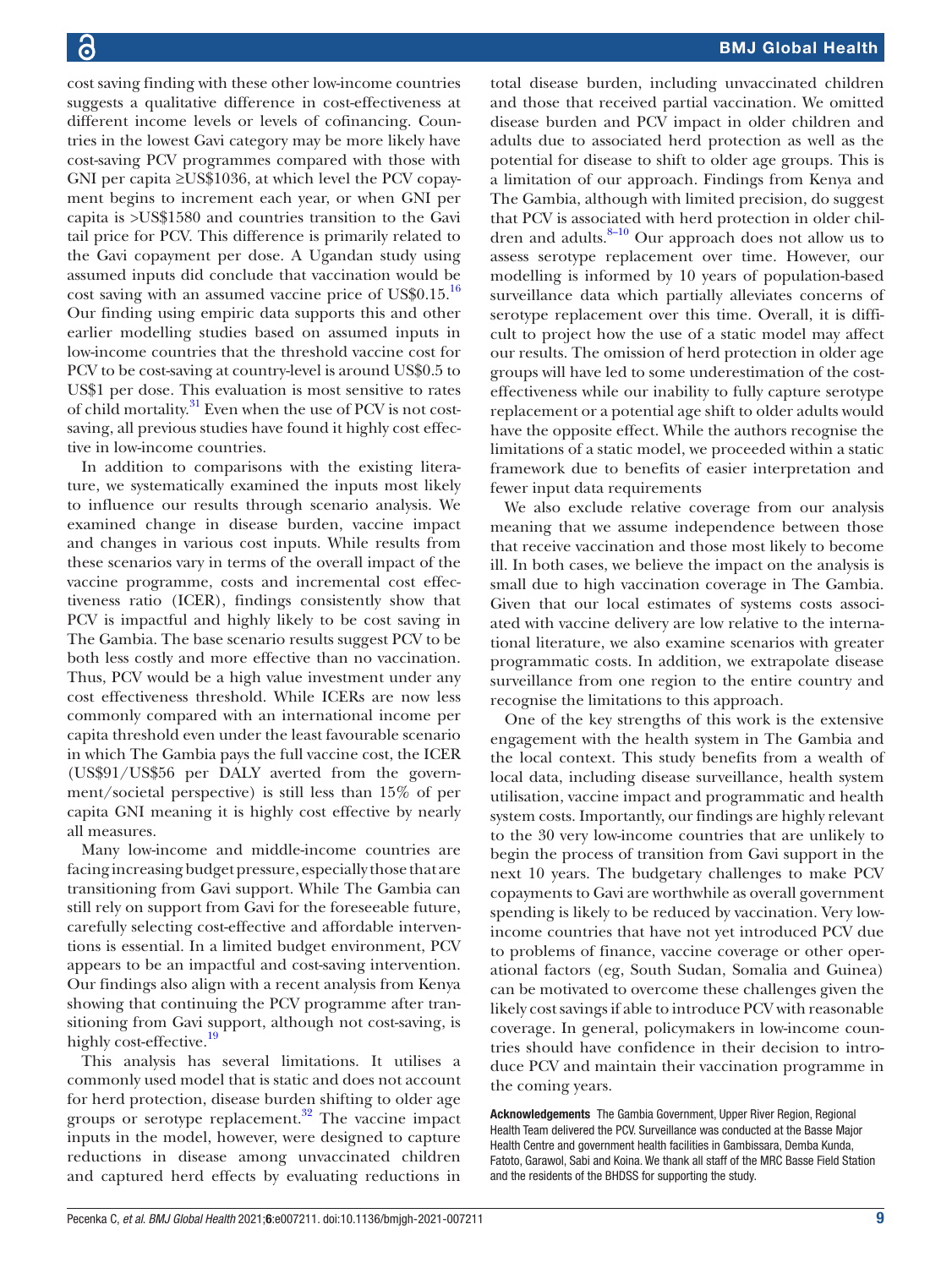cost saving finding with these other low-income countries suggests a qualitative difference in cost-effectiveness at different income levels or levels of cofinancing. Countries in the lowest Gavi category may be more likely have cost-saving PCV programmes compared with those with GNI per capita ≥US$1036, at which level the PCV copayment begins to increment each year, or when GNI per capita is >US$1580 and countries transition to the Gavi tail price for PCV. This difference is primarily related to the Gavi copayment per dose. A Ugandan study using assumed inputs did conclude that vaccination would be cost saving with an assumed vaccine price of US$0.15.[16] Our finding using empiric data supports this and other earlier modelling studies based on assumed inputs in low-income countries that the threshold vaccine cost for PCV to be cost-saving at country-level is around US$0.5 to US$1 per dose. This evaluation is most sensitive to rates of child mortality.[31] Even when the use of PCV is not cost-saving, all previous studies have found it highly cost effective in low-income countries.

In addition to comparisons with the existing literature, we systematically examined the inputs most likely to influence our results through scenario analysis. We examined change in disease burden, vaccine impact and changes in various cost inputs. While results from these scenarios vary in terms of the overall impact of the vaccine programme, costs and incremental cost effectiveness ratio (ICER), findings consistently show that PCV is impactful and highly likely to be cost saving in The Gambia. The base scenario results suggest PCV to be both less costly and more effective than no vaccination. Thus, PCV would be a high value investment under any cost effectiveness threshold. While ICERs are now less commonly compared with an international income per capita threshold even under the least favourable scenario in which The Gambia pays the full vaccine cost, the ICER (US$91/US$56 per DALY averted from the government/societal perspective) is still less than 15% of per capita GNI meaning it is highly cost effective by nearly all measures.

Many low-income and middle-income countries are facing increasing budget pressure, especially those that are transitioning from Gavi support. While The Gambia can still rely on support from Gavi for the foreseeable future, carefully selecting cost-effective and affordable interventions is essential. In a limited budget environment, PCV appears to be an impactful and cost-saving intervention. Our findings also align with a recent analysis from Kenya showing that continuing the PCV programme after transitioning from Gavi support, although not cost-saving, is highly cost-effective.[19]

This analysis has several limitations. It utilises a commonly used model that is static and does not account for herd protection, disease burden shifting to older age groups or serotype replacement.[32] The vaccine impact inputs in the model, however, were designed to capture reductions in disease among unvaccinated children and captured herd effects by evaluating reductions in total disease burden, including unvaccinated children and those that received partial vaccination. We omitted disease burden and PCV impact in older children and adults due to associated herd protection as well as the potential for disease to shift to older age groups. This is a limitation of our approach. Findings from Kenya and The Gambia, although with limited precision, do suggest that PCV is associated with herd protection in older children and adults.[8–10] Our approach does not allow us to assess serotype replacement over time. However, our modelling is informed by 10 years of population-based surveillance data which partially alleviates concerns of serotype replacement over this time. Overall, it is difficult to project how the use of a static model may affect our results. The omission of herd protection in older age groups will have led to some underestimation of the cost-effectiveness while our inability to fully capture serotype replacement or a potential age shift to older adults would have the opposite effect. While the authors recognise the limitations of a static model, we proceeded within a static framework due to benefits of easier interpretation and fewer input data requirements

We also exclude relative coverage from our analysis meaning that we assume independence between those that receive vaccination and those most likely to become ill. In both cases, we believe the impact on the analysis is small due to high vaccination coverage in The Gambia. Given that our local estimates of systems costs associated with vaccine delivery are low relative to the international literature, we also examine scenarios with greater programmatic costs. In addition, we extrapolate disease surveillance from one region to the entire country and recognise the limitations to this approach.

One of the key strengths of this work is the extensive engagement with the health system in The Gambia and the local context. This study benefits from a wealth of local data, including disease surveillance, health system utilisation, vaccine impact and programmatic and health system costs. Importantly, our findings are highly relevant to the 30 very low-income countries that are unlikely to begin the process of transition from Gavi support in the next 10 years. The budgetary challenges to make PCV copayments to Gavi are worthwhile as overall government spending is likely to be reduced by vaccination. Very low-income countries that have not yet introduced PCV due to problems of finance, vaccine coverage or other operational factors (eg, South Sudan, Somalia and Guinea) can be motivated to overcome these challenges given the likely cost savings if able to introduce PCV with reasonable coverage. In general, policymakers in low-income countries should have confidence in their decision to introduce PCV and maintain their vaccination programme in the coming years.

**Acknowledgements** The Gambia Government, Upper River Region, Regional Health Team delivered the PCV. Surveillance was conducted at the Basse Major Health Centre and government health facilities in Gambissara, Demba Kunda, Fatoto, Garawol, Sabi and Koina. We thank all staff of the MRC Basse Field Station and the residents of the BHDSS for supporting the study.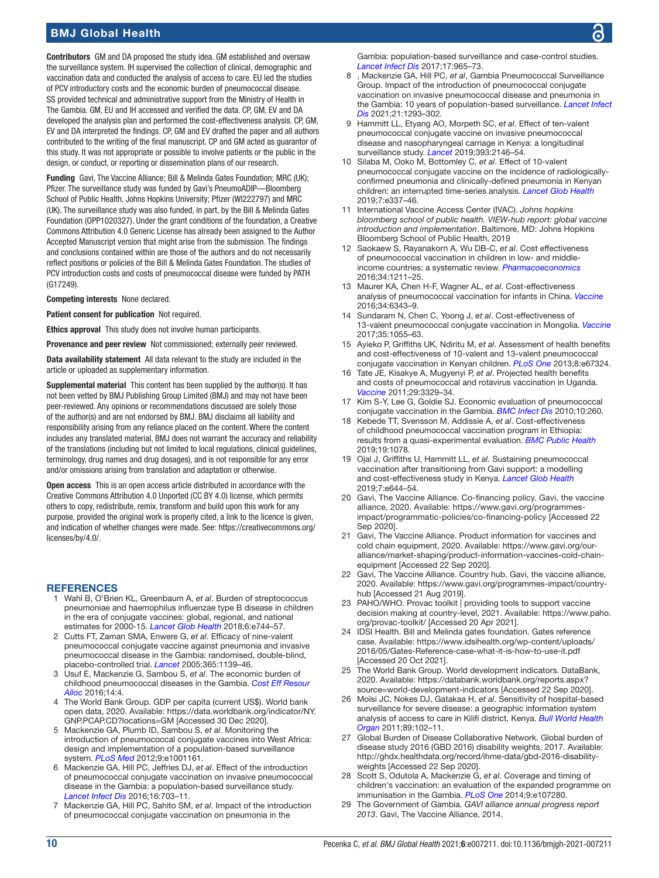**Contributors** GM and DA proposed the study idea. GM established and oversaw the surveillance system. IH supervised the collection of clinical, demographic and vaccination data and conducted the analysis of access to care. EU led the studies of PCV introductory costs and the economic burden of pneumococcal disease. SS provided technical and administrative support from the Ministry of Health in The Gambia. GM, EU and IH accessed and verified the data. CP, GM, EV and DA developed the analysis plan and performed the cost-effectiveness analysis. CP, GM, EV and DA interpreted the findings. CP, GM and EV drafted the paper and all authors contributed to the writing of the final manuscript. CP and GM acted as guarantor of this study. It was not appropriate or possible to involve patients or the public in the design, or conduct, or reporting or dissemination plans of our research.

**Funding** Gavi, The Vaccine Alliance; Bill & Melinda Gates Foundation; MRC (UK); Pfizer. The surveillance study was funded by Gavi's PneumoADIP—Bloomberg School of Public Health, Johns Hopkins University; Pfizer (WI222797) and MRC (UK). The surveillance study was also funded, in part, by the Bill & Melinda Gates Foundation (OPP1020327). Under the grant conditions of the foundation, a Creative Commons Attribution 4.0 Generic License has already been assigned to the Author Accepted Manuscript version that might arise from the submission. The findings and conclusions contained within are those of the authors and do not necessarily reflect positions or policies of the Bill & Melinda Gates Foundation. The studies of PCV introduction costs and costs of pneumococcal disease were funded by PATH (G17249).

**Competing interests** None declared.

**Patient consent for publication** Not required.

**Ethics approval** This study does not involve human participants.

**Provenance and peer review** Not commissioned; externally peer reviewed.

**Data availability statement** All data relevant to the study are included in the article or uploaded as supplementary information.

**Supplemental material** This content has been supplied by the author(s). It has not been vetted by BMJ Publishing Group Limited (BMJ) and may not have been peer-reviewed. Any opinions or recommendations discussed are solely those of the author(s) and are not endorsed by BMJ. BMJ disclaims all liability and responsibility arising from any reliance placed on the content. Where the content includes any translated material, BMJ does not warrant the accuracy and reliability of the translations (including but not limited to local regulations, clinical guidelines, terminology, drug names and drug dosages), and is not responsible for any error and/or omissions arising from translation and adaptation or otherwise.

**Open access** This is an open access article distributed in accordance with the Creative Commons Attribution 4.0 Unported (CC BY 4.0) license, which permits others to copy, redistribute, remix, transform and build upon this work for any purpose, provided the original work is properly cited, a link to the licence is given, and indication of whether changes were made. See: https://creativecommons.org/licenses/by/4.0/.

## REFERENCES

1. Wahl B, O'Brien KL, Greenbaum A, *et al*. Burden of streptococcus pneumoniae and haemophilus influenzae type B disease in children in the era of conjugate vaccines: global, regional, and national estimates for 2000-15. *Lancet Glob Health* 2018;6:e744–57.
2. Cutts FT, Zaman SMA, Enwere G, *et al*. Efficacy of nine-valent pneumococcal conjugate vaccine against pneumonia and invasive pneumococcal disease in the Gambia: randomised, double-blind, placebo-controlled trial. *Lancet* 2005;365:1139–46.
3. Usuf E, Mackenzie G, Sambou S, *et al*. The economic burden of childhood pneumococcal diseases in the Gambia. *Cost Eff Resour Alloc* 2016;14:4.
4. The World Bank Group. GDP per capita (current US$). World bank open data, 2020. Available: https://data.worldbank.org/indicator/NY.GNP.PCAP.CD?locations=GM [Accessed 30 Dec 2020].
5. Mackenzie GA, Plumb ID, Sambou S, *et al*. Monitoring the introduction of pneumococcal conjugate vaccines into West Africa: design and implementation of a population-based surveillance system. *PLoS Med* 2012;9:e1001161.
6. Mackenzie GA, Hill PC, Jeffries DJ, *et al*. Effect of the introduction of pneumococcal conjugate vaccination on invasive pneumococcal disease in the Gambia: a population-based surveillance study. *Lancet Infect Dis* 2016;16:703–11.
7. Mackenzie GA, Hill PC, Sahito SM, *et al*. Impact of the introduction of pneumococcal conjugate vaccination on pneumonia in the Gambia: population-based surveillance and case-control studies. *Lancet Infect Dis* 2017;17:965–73.
8. , Mackenzie GA, Hill PC, *et al*, Gambia Pneumococcal Surveillance Group. Impact of the introduction of pneumococcal conjugate vaccination on invasive pneumococcal disease and pneumonia in the Gambia: 10 years of population-based surveillance. *Lancet Infect Dis* 2021;21:1293–302.
9. Hammitt LL, Etyang AO, Morpeth SC, *et al*. Effect of ten-valent pneumococcal conjugate vaccine on invasive pneumococcal disease and nasopharyngeal carriage in Kenya: a longitudinal surveillance study. *Lancet* 2019;393:2146–54.
10. Silaba M, Ooko M, Bottomley C, *et al*. Effect of 10-valent pneumococcal conjugate vaccine on the incidence of radiologically-confirmed pneumonia and clinically-defined pneumonia in Kenyan children: an interrupted time-series analysis. *Lancet Glob Health* 2019;7:e337–46.
11. International Vaccine Access Center (IVAC). *Johns hopkins bloomberg school of public health. VIEW-hub report: global vaccine introduction and implementation*. Baltimore, MD: Johns Hopkins Bloomberg School of Public Health, 2019
12. Saokaew S, Rayanakorn A, Wu DB-C, *et al*. Cost effectiveness of pneumococcal vaccination in children in low- and middle-income countries: a systematic review. *Pharmacoeconomics* 2016;34:1211–25.
13. Maurer KA, Chen H-F, Wagner AL, *et al*. Cost-effectiveness analysis of pneumococcal vaccination for infants in China. *Vaccine* 2016;34:6343–9.
14. Sundaram N, Chen C, Yoong J, *et al*. Cost-effectiveness of 13-valent pneumococcal conjugate vaccination in Mongolia. *Vaccine* 2017;35:1055–63.
15. Ayieko P, Griffiths UK, Ndiritu M, *et al*. Assessment of health benefits and cost-effectiveness of 10-valent and 13-valent pneumococcal conjugate vaccination in Kenyan children. *PLoS One* 2013;8:e67324.
16. Tate JE, Kisakye A, Mugyenyi P, *et al*. Projected health benefits and costs of pneumococcal and rotavirus vaccination in Uganda. *Vaccine* 2011;29:3329–34.
17. Kim S-Y, Lee G, Goldie SJ. Economic evaluation of pneumococcal conjugate vaccination in the Gambia. *BMC Infect Dis* 2010;10:260.
18. Kebede TT, Svensson M, Addissie A, *et al*. Cost-effectiveness of childhood pneumococcal vaccination program in Ethiopia: results from a quasi-experimental evaluation. *BMC Public Health* 2019;19:1078.
19. Ojal J, Griffiths U, Hammitt LL, *et al*. Sustaining pneumococcal vaccination after transitioning from Gavi support: a modelling and cost-effectiveness study in Kenya. *Lancet Glob Health* 2019;7:e644–54.
20. Gavi, The Vaccine Alliance. Co-financing policy. Gavi, the vaccine alliance, 2020. Available: https://www.gavi.org/programmes-impact/programmatic-policies/co-financing-policy [Accessed 22 Sep 2020].
21. Gavi, The Vaccine Alliance. Product information for vaccines and cold chain equipment, 2020. Available: https://www.gavi.org/our-alliance/market-shaping/product-information-vaccines-cold-chain-equipment [Accessed 22 Sep 2020].
22. Gavi, The Vaccine Alliance. Country hub. Gavi, the vaccine alliance, 2020. Available: https://www.gavi.org/programmes-impact/country-hub [Accessed 21 Aug 2019].
23. PAHO/WHO. Provac toolkit | providing tools to support vaccine decision making at country-level, 2021. Available: https://www.paho.org/provac-toolkit/ [Accessed 20 Apr 2021].
24. IDSI Health. Bill and Melinda gates foundation. Gates reference case. Available: https://www.idsihealth.org/wp-content/uploads/2016/05/Gates-Reference-case-what-it-is-how-to-use-it.pdf [Accessed 20 Oct 2021].
25. The World Bank Group. World development indicators. DataBank, 2020. Available: https://databank.worldbank.org/reports.aspx?source=world-development-indicators [Accessed 22 Sep 2020].
26. Moïsi JC, Nokes DJ, Gatakaa H, *et al*. Sensitivity of hospital-based surveillance for severe disease: a geographic information system analysis of access to care in Kilifi district, Kenya. *Bull World Health Organ* 2011;89:102–11.
27. Global Burden of Disease Collaborative Network. Global burden of disease study 2016 (GBD 2016) disability weights, 2017. Available: http://ghdx.healthdata.org/record/ihme-data/gbd-2016-disability-weights [Accessed 22 Sep 2020].
28. Scott S, Odutola A, Mackenzie G, *et al*. Coverage and timing of children's vaccination: an evaluation of the expanded programme on immunisation in the Gambia. *PLoS One* 2014;9:e107280.
29. The Government of Gambia. *GAVI alliance annual progress report 2013*. Gavi, The Vaccine Alliance, 2014.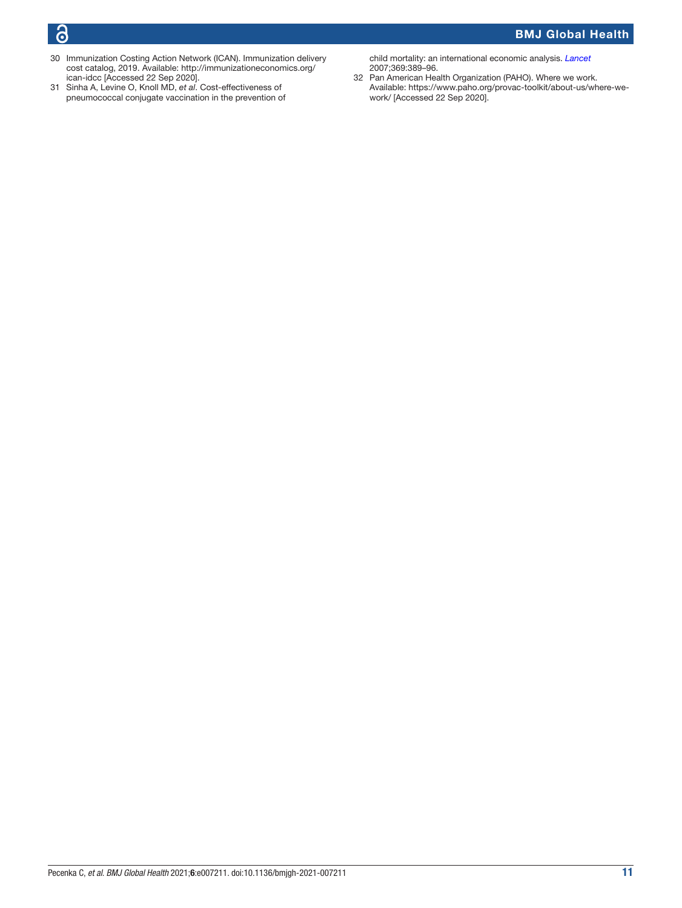30 Immunization Costing Action Network (ICAN). Immunization delivery cost catalog, 2019. Available: http://immunizationeconomics.org/ican-idcc [Accessed 22 Sep 2020].

31 Sinha A, Levine O, Knoll MD, *et al*. Cost-effectiveness of pneumococcal conjugate vaccination in the prevention of child mortality: an international economic analysis. *Lancet* 2007;369:389–96.

32 Pan American Health Organization (PAHO). Where we work. Available: https://www.paho.org/provac-toolkit/about-us/where-we-work/ [Accessed 22 Sep 2020].